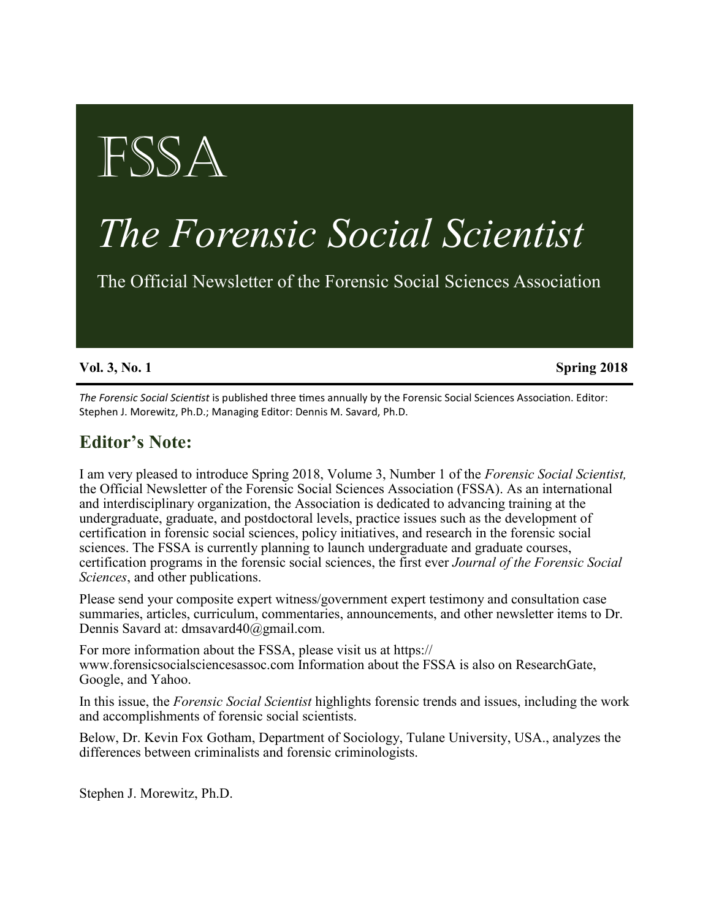# FSSA

# *The Forensic Social Scientist*

The Official Newsletter of the Forensic Social Sciences Association

**Vol. 3, No. 1** **Spring 2018**

*The Forensic Social Scientist* is published three times annually by the Forensic Social Sciences Association. Editor: Stephen J. Morewitz, Ph.D.; Managing Editor: Dennis M. Savard, Ph.D.

## Editor's Note:

I am very pleased to introduce Spring 2018, Volume 3, Number 1 of the *Forensic Social Scientist,* the Official Newsletter of the Forensic Social Sciences Association (FSSA). As an international and interdisciplinary organization, the Association is dedicated to advancing training at the undergraduate, graduate, and postdoctoral levels, practice issues such as the development of certification in forensic social sciences, policy initiatives, and research in the forensic social sciences. The FSSA is currently planning to launch undergraduate and graduate courses, certification programs in the forensic social sciences, the first ever *Journal of the Forensic Social Sciences*, and other publications.

Please send your composite expert witness/government expert testimony and consultation case summaries, articles, curriculum, commentaries, announcements, and other newsletter items to Dr. Dennis Savard at: dmsavard40@gmail.com.

For more information about the FSSA, please visit us at https://www.forensicsocialsciencesassoc.com Information about the FSSA is also on ResearchGate, Google, and Yahoo.

In this issue, the *Forensic Social Scientist* highlights forensic trends and issues, including the work and accomplishments of forensic social scientists.

Below, Dr. Kevin Fox Gotham, Department of Sociology, Tulane University, USA., analyzes the differences between criminalists and forensic criminologists.

Stephen J. Morewitz, Ph.D.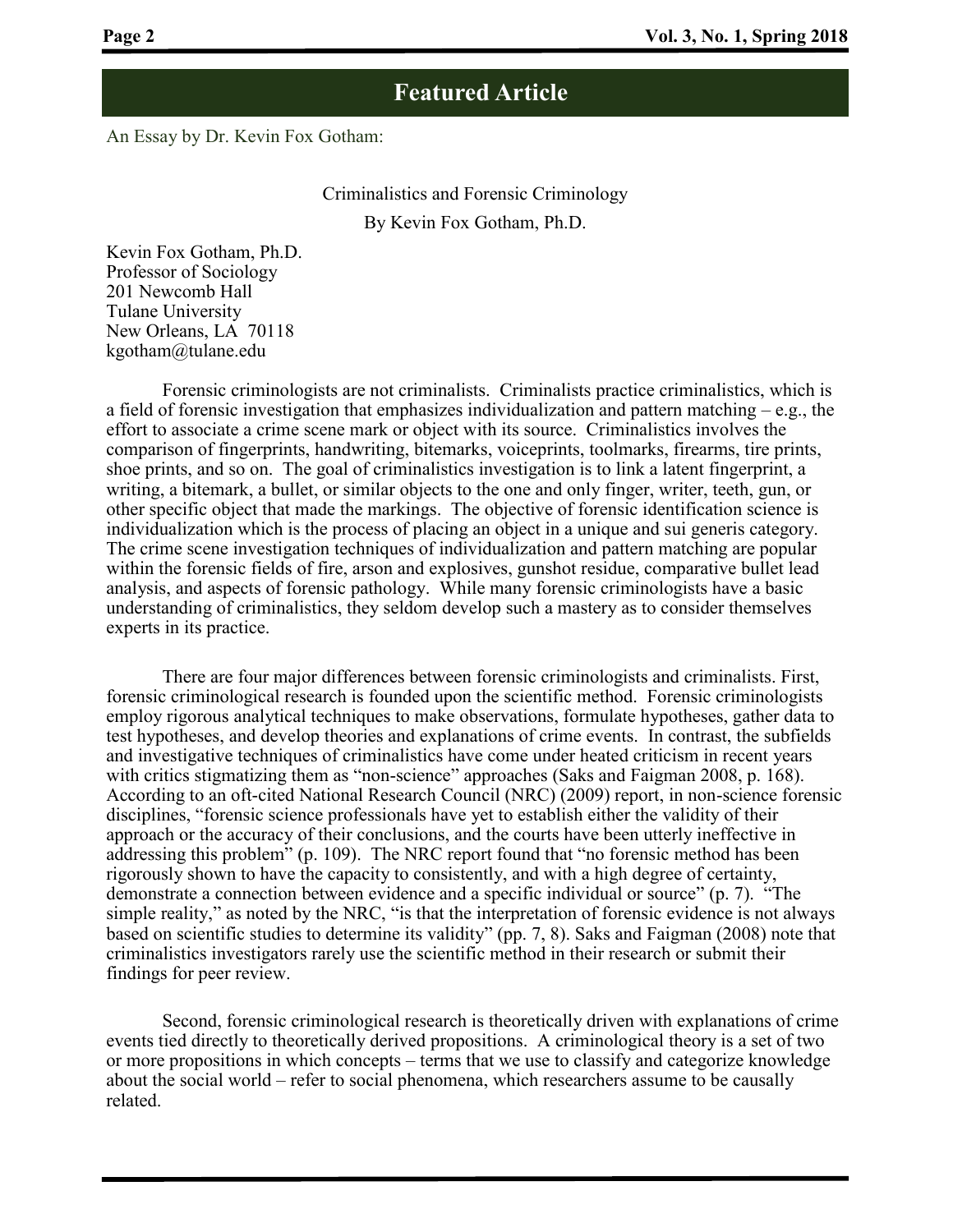## Featured Article

An Essay by Dr. Kevin Fox Gotham:

Criminalistics and Forensic Criminology

By Kevin Fox Gotham, Ph.D.

Kevin Fox Gotham, Ph.D.
Professor of Sociology
201 Newcomb Hall
Tulane University
New Orleans, LA 70118
kgotham@tulane.edu

Forensic criminologists are not criminalists. Criminalists practice criminalistics, which is a field of forensic investigation that emphasizes individualization and pattern matching – e.g., the effort to associate a crime scene mark or object with its source. Criminalistics involves the comparison of fingerprints, handwriting, bitemarks, voiceprints, toolmarks, firearms, tire prints, shoe prints, and so on. The goal of criminalistics investigation is to link a latent fingerprint, a writing, a bitemark, a bullet, or similar objects to the one and only finger, writer, teeth, gun, or other specific object that made the markings. The objective of forensic identification science is individualization which is the process of placing an object in a unique and sui generis category. The crime scene investigation techniques of individualization and pattern matching are popular within the forensic fields of fire, arson and explosives, gunshot residue, comparative bullet lead analysis, and aspects of forensic pathology. While many forensic criminologists have a basic understanding of criminalistics, they seldom develop such a mastery as to consider themselves experts in its practice.

There are four major differences between forensic criminologists and criminalists. First, forensic criminological research is founded upon the scientific method. Forensic criminologists employ rigorous analytical techniques to make observations, formulate hypotheses, gather data to test hypotheses, and develop theories and explanations of crime events. In contrast, the subfields and investigative techniques of criminalistics have come under heated criticism in recent years with critics stigmatizing them as "non-science" approaches (Saks and Faigman 2008, p. 168). According to an oft-cited National Research Council (NRC) (2009) report, in non-science forensic disciplines, "forensic science professionals have yet to establish either the validity of their approach or the accuracy of their conclusions, and the courts have been utterly ineffective in addressing this problem" (p. 109). The NRC report found that "no forensic method has been rigorously shown to have the capacity to consistently, and with a high degree of certainty, demonstrate a connection between evidence and a specific individual or source" (p. 7). "The simple reality," as noted by the NRC, "is that the interpretation of forensic evidence is not always based on scientific studies to determine its validity" (pp. 7, 8). Saks and Faigman (2008) note that criminalistics investigators rarely use the scientific method in their research or submit their findings for peer review.

Second, forensic criminological research is theoretically driven with explanations of crime events tied directly to theoretically derived propositions. A criminological theory is a set of two or more propositions in which concepts – terms that we use to classify and categorize knowledge about the social world – refer to social phenomena, which researchers assume to be causally related.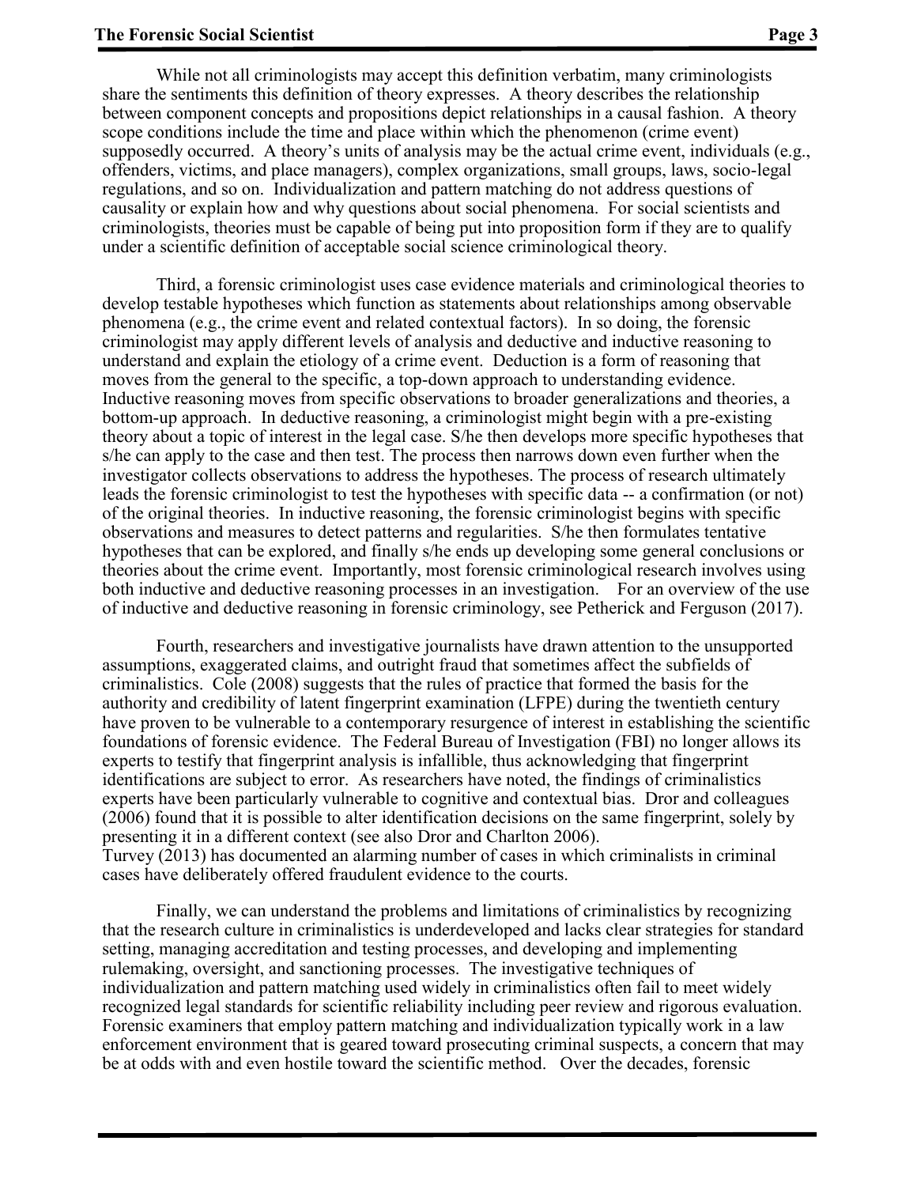While not all criminologists may accept this definition verbatim, many criminologists share the sentiments this definition of theory expresses. A theory describes the relationship between component concepts and propositions depict relationships in a causal fashion. A theory scope conditions include the time and place within which the phenomenon (crime event) supposedly occurred. A theory's units of analysis may be the actual crime event, individuals (e.g., offenders, victims, and place managers), complex organizations, small groups, laws, socio-legal regulations, and so on. Individualization and pattern matching do not address questions of causality or explain how and why questions about social phenomena. For social scientists and criminologists, theories must be capable of being put into proposition form if they are to qualify under a scientific definition of acceptable social science criminological theory.

Third, a forensic criminologist uses case evidence materials and criminological theories to develop testable hypotheses which function as statements about relationships among observable phenomena (e.g., the crime event and related contextual factors). In so doing, the forensic criminologist may apply different levels of analysis and deductive and inductive reasoning to understand and explain the etiology of a crime event. Deduction is a form of reasoning that moves from the general to the specific, a top-down approach to understanding evidence. Inductive reasoning moves from specific observations to broader generalizations and theories, a bottom-up approach. In deductive reasoning, a criminologist might begin with a pre-existing theory about a topic of interest in the legal case. S/he then develops more specific hypotheses that s/he can apply to the case and then test. The process then narrows down even further when the investigator collects observations to address the hypotheses. The process of research ultimately leads the forensic criminologist to test the hypotheses with specific data -- a confirmation (or not) of the original theories. In inductive reasoning, the forensic criminologist begins with specific observations and measures to detect patterns and regularities. S/he then formulates tentative hypotheses that can be explored, and finally s/he ends up developing some general conclusions or theories about the crime event. Importantly, most forensic criminological research involves using both inductive and deductive reasoning processes in an investigation. For an overview of the use of inductive and deductive reasoning in forensic criminology, see Petherick and Ferguson (2017).

Fourth, researchers and investigative journalists have drawn attention to the unsupported assumptions, exaggerated claims, and outright fraud that sometimes affect the subfields of criminalistics. Cole (2008) suggests that the rules of practice that formed the basis for the authority and credibility of latent fingerprint examination (LFPE) during the twentieth century have proven to be vulnerable to a contemporary resurgence of interest in establishing the scientific foundations of forensic evidence. The Federal Bureau of Investigation (FBI) no longer allows its experts to testify that fingerprint analysis is infallible, thus acknowledging that fingerprint identifications are subject to error. As researchers have noted, the findings of criminalistics experts have been particularly vulnerable to cognitive and contextual bias. Dror and colleagues (2006) found that it is possible to alter identification decisions on the same fingerprint, solely by presenting it in a different context (see also Dror and Charlton 2006). Turvey (2013) has documented an alarming number of cases in which criminalists in criminal cases have deliberately offered fraudulent evidence to the courts.

Finally, we can understand the problems and limitations of criminalistics by recognizing that the research culture in criminalistics is underdeveloped and lacks clear strategies for standard setting, managing accreditation and testing processes, and developing and implementing rulemaking, oversight, and sanctioning processes. The investigative techniques of individualization and pattern matching used widely in criminalistics often fail to meet widely recognized legal standards for scientific reliability including peer review and rigorous evaluation. Forensic examiners that employ pattern matching and individualization typically work in a law enforcement environment that is geared toward prosecuting criminal suspects, a concern that may be at odds with and even hostile toward the scientific method. Over the decades, forensic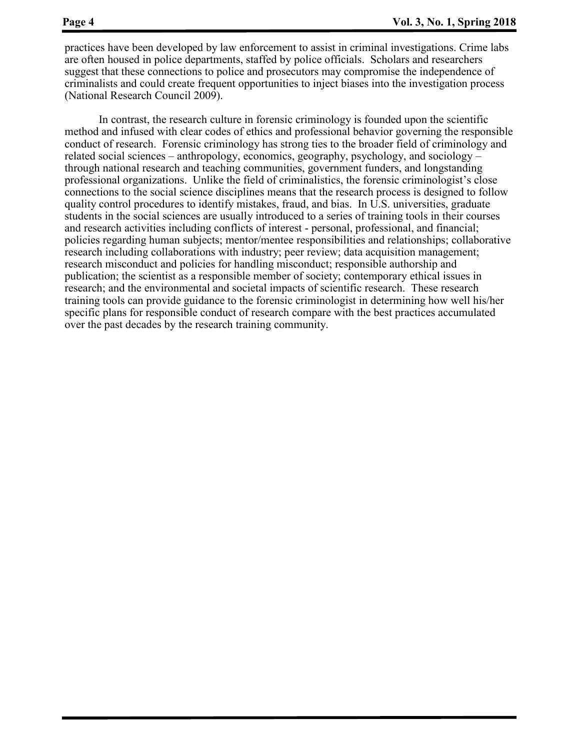practices have been developed by law enforcement to assist in criminal investigations. Crime labs are often housed in police departments, staffed by police officials. Scholars and researchers suggest that these connections to police and prosecutors may compromise the independence of criminalists and could create frequent opportunities to inject biases into the investigation process (National Research Council 2009).

In contrast, the research culture in forensic criminology is founded upon the scientific method and infused with clear codes of ethics and professional behavior governing the responsible conduct of research. Forensic criminology has strong ties to the broader field of criminology and related social sciences – anthropology, economics, geography, psychology, and sociology – through national research and teaching communities, government funders, and longstanding professional organizations. Unlike the field of criminalistics, the forensic criminologist's close connections to the social science disciplines means that the research process is designed to follow quality control procedures to identify mistakes, fraud, and bias. In U.S. universities, graduate students in the social sciences are usually introduced to a series of training tools in their courses and research activities including conflicts of interest - personal, professional, and financial; policies regarding human subjects; mentor/mentee responsibilities and relationships; collaborative research including collaborations with industry; peer review; data acquisition management; research misconduct and policies for handling misconduct; responsible authorship and publication; the scientist as a responsible member of society; contemporary ethical issues in research; and the environmental and societal impacts of scientific research. These research training tools can provide guidance to the forensic criminologist in determining how well his/her specific plans for responsible conduct of research compare with the best practices accumulated over the past decades by the research training community.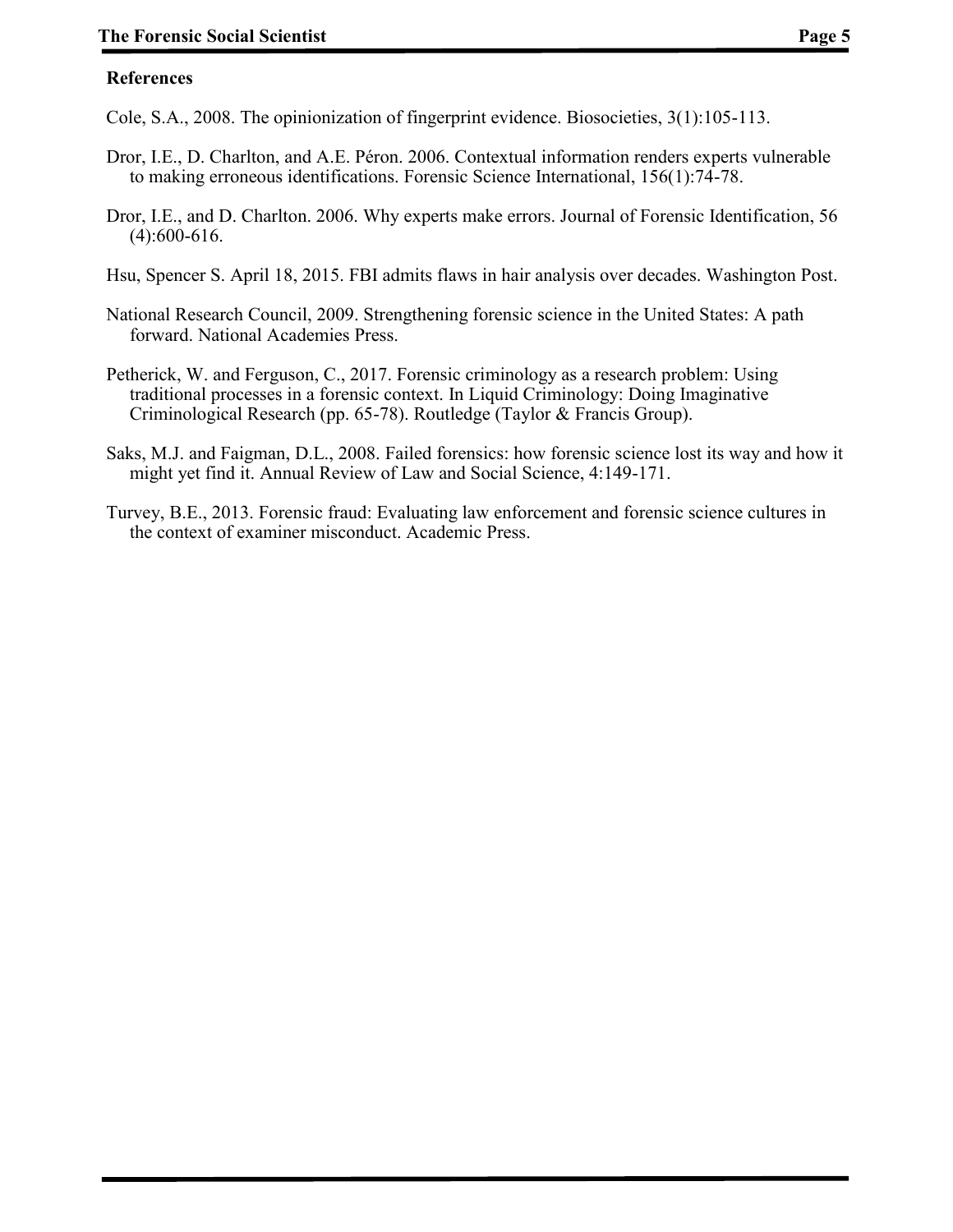## References

Cole, S.A., 2008. The opinionization of fingerprint evidence. Biosocieties, 3(1):105-113.

Dror, I.E., D. Charlton, and A.E. Péron. 2006. Contextual information renders experts vulnerable to making erroneous identifications. Forensic Science International, 156(1):74-78.

Dror, I.E., and D. Charlton. 2006. Why experts make errors. Journal of Forensic Identification, 56 (4):600-616.

Hsu, Spencer S. April 18, 2015. FBI admits flaws in hair analysis over decades. Washington Post.

National Research Council, 2009. Strengthening forensic science in the United States: A path forward. National Academies Press.

Petherick, W. and Ferguson, C., 2017. Forensic criminology as a research problem: Using traditional processes in a forensic context. In Liquid Criminology: Doing Imaginative Criminological Research (pp. 65-78). Routledge (Taylor & Francis Group).

Saks, M.J. and Faigman, D.L., 2008. Failed forensics: how forensic science lost its way and how it might yet find it. Annual Review of Law and Social Science, 4:149-171.

Turvey, B.E., 2013. Forensic fraud: Evaluating law enforcement and forensic science cultures in the context of examiner misconduct. Academic Press.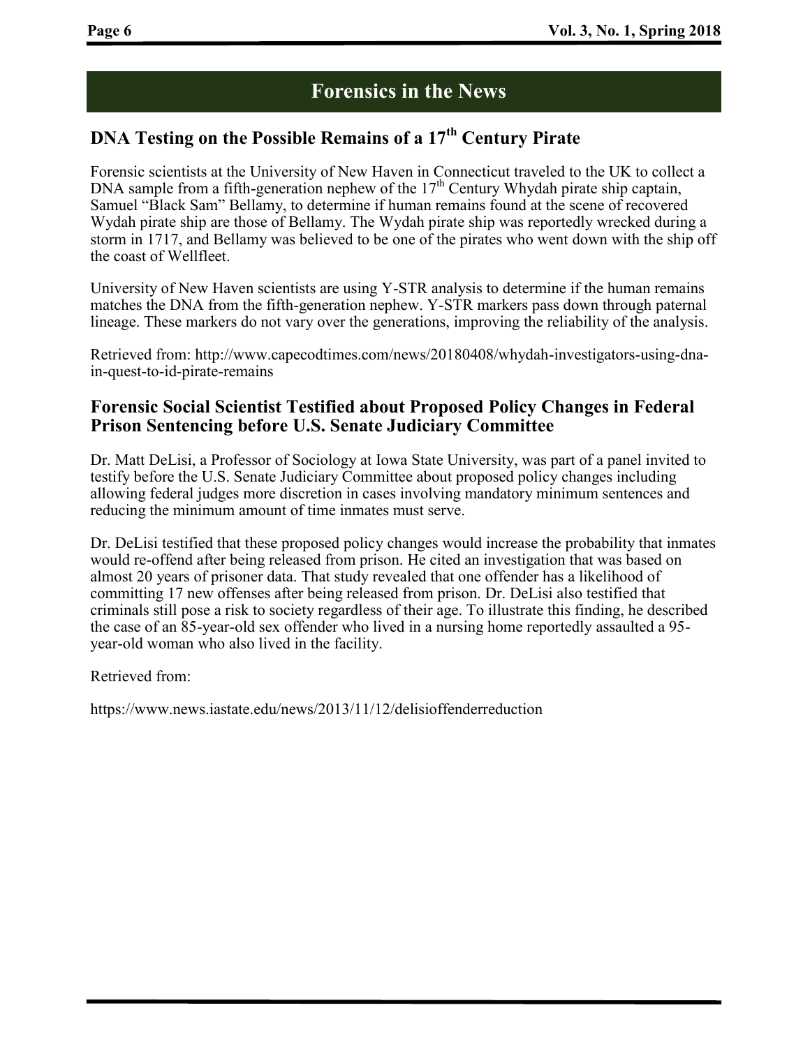## Forensics in the News

### DNA Testing on the Possible Remains of a 17th Century Pirate

Forensic scientists at the University of New Haven in Connecticut traveled to the UK to collect a DNA sample from a fifth-generation nephew of the 17th Century Whydah pirate ship captain, Samuel "Black Sam" Bellamy, to determine if human remains found at the scene of recovered Wydah pirate ship are those of Bellamy. The Wydah pirate ship was reportedly wrecked during a storm in 1717, and Bellamy was believed to be one of the pirates who went down with the ship off the coast of Wellfleet.

University of New Haven scientists are using Y-STR analysis to determine if the human remains matches the DNA from the fifth-generation nephew. Y-STR markers pass down through paternal lineage. These markers do not vary over the generations, improving the reliability of the analysis.

Retrieved from: http://www.capecodtimes.com/news/20180408/whydah-investigators-using-dna-in-quest-to-id-pirate-remains

### Forensic Social Scientist Testified about Proposed Policy Changes in Federal Prison Sentencing before U.S. Senate Judiciary Committee

Dr. Matt DeLisi, a Professor of Sociology at Iowa State University, was part of a panel invited to testify before the U.S. Senate Judiciary Committee about proposed policy changes including allowing federal judges more discretion in cases involving mandatory minimum sentences and reducing the minimum amount of time inmates must serve.

Dr. DeLisi testified that these proposed policy changes would increase the probability that inmates would re-offend after being released from prison. He cited an investigation that was based on almost 20 years of prisoner data. That study revealed that one offender has a likelihood of committing 17 new offenses after being released from prison. Dr. DeLisi also testified that criminals still pose a risk to society regardless of their age. To illustrate this finding, he described the case of an 85-year-old sex offender who lived in a nursing home reportedly assaulted a 95-year-old woman who also lived in the facility.

Retrieved from:

https://www.news.iastate.edu/news/2013/11/12/delisioffenderreduction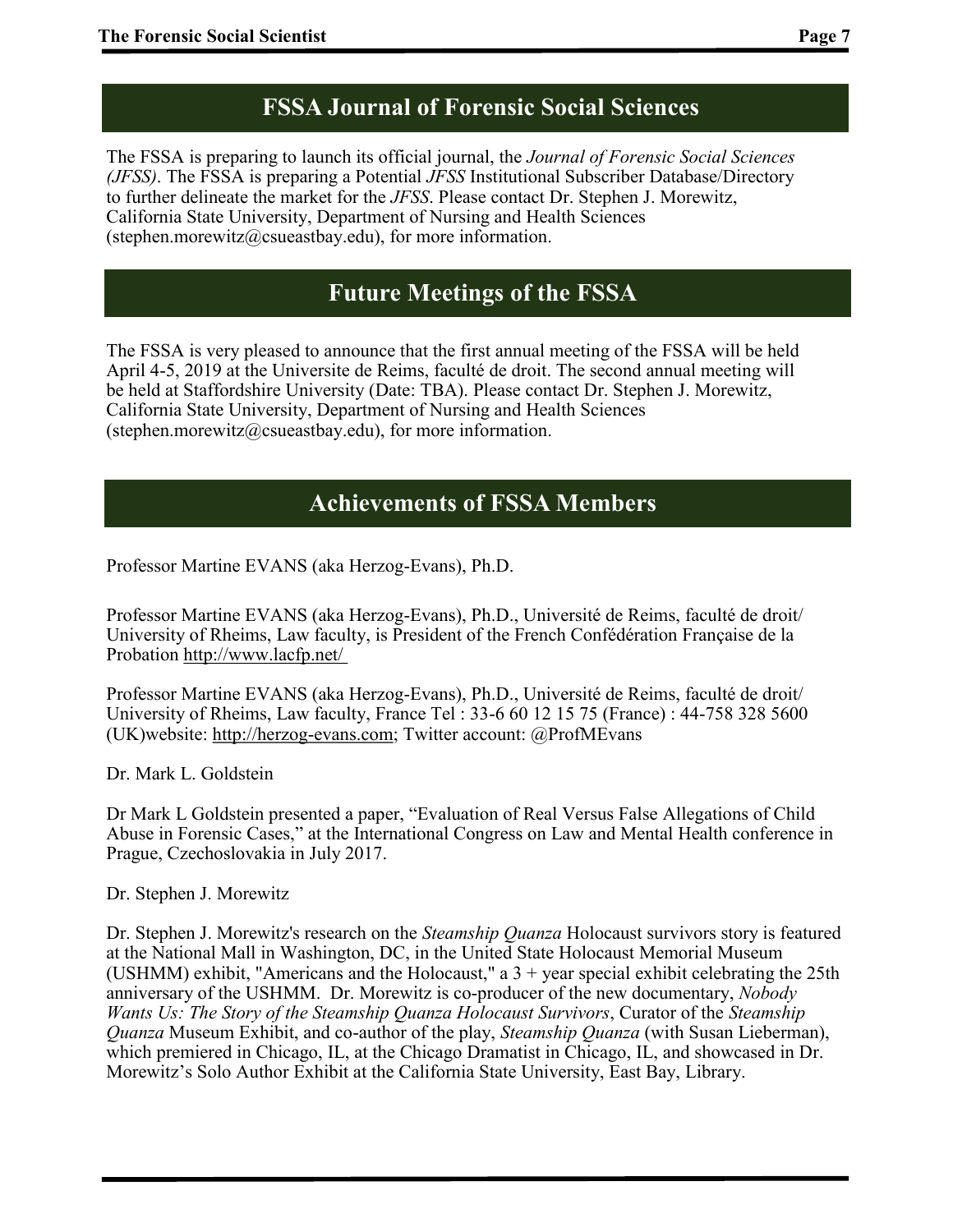## FSSA Journal of Forensic Social Sciences

The FSSA is preparing to launch its official journal, the *Journal of Forensic Social Sciences (JFSS)*. The FSSA is preparing a Potential *JFSS* Institutional Subscriber Database/Directory to further delineate the market for the *JFSS*. Please contact Dr. Stephen J. Morewitz, California State University, Department of Nursing and Health Sciences (stephen.morewitz@csueastbay.edu), for more information.

## Future Meetings of the FSSA

The FSSA is very pleased to announce that the first annual meeting of the FSSA will be held April 4-5, 2019 at the Universite de Reims, faculté de droit. The second annual meeting will be held at Staffordshire University (Date: TBA). Please contact Dr. Stephen J. Morewitz, California State University, Department of Nursing and Health Sciences (stephen.morewitz@csueastbay.edu), for more information.

## Achievements of FSSA Members

Professor Martine EVANS (aka Herzog-Evans), Ph.D.

Professor Martine EVANS (aka Herzog-Evans), Ph.D., Université de Reims, faculté de droit/ University of Rheims, Law faculty, is President of the French Confédération Française de la Probation http://www.lacfp.net/

Professor Martine EVANS (aka Herzog-Evans), Ph.D., Université de Reims, faculté de droit/ University of Rheims, Law faculty, France Tel : 33-6 60 12 15 75 (France) : 44-758 328 5600 (UK)website: http://herzog-evans.com; Twitter account: @ProfMEvans

Dr. Mark L. Goldstein

Dr Mark L Goldstein presented a paper, "Evaluation of Real Versus False Allegations of Child Abuse in Forensic Cases," at the International Congress on Law and Mental Health conference in Prague, Czechoslovakia in July 2017.

Dr. Stephen J. Morewitz

Dr. Stephen J. Morewitz's research on the *Steamship Quanza* Holocaust survivors story is featured at the National Mall in Washington, DC, in the United State Holocaust Memorial Museum (USHMM) exhibit, "Americans and the Holocaust," a 3 + year special exhibit celebrating the 25th anniversary of the USHMM. Dr. Morewitz is co-producer of the new documentary, *Nobody Wants Us: The Story of the Steamship Quanza Holocaust Survivors*, Curator of the *Steamship Quanza* Museum Exhibit, and co-author of the play, *Steamship Quanza* (with Susan Lieberman), which premiered in Chicago, IL, at the Chicago Dramatist in Chicago, IL, and showcased in Dr. Morewitz's Solo Author Exhibit at the California State University, East Bay, Library.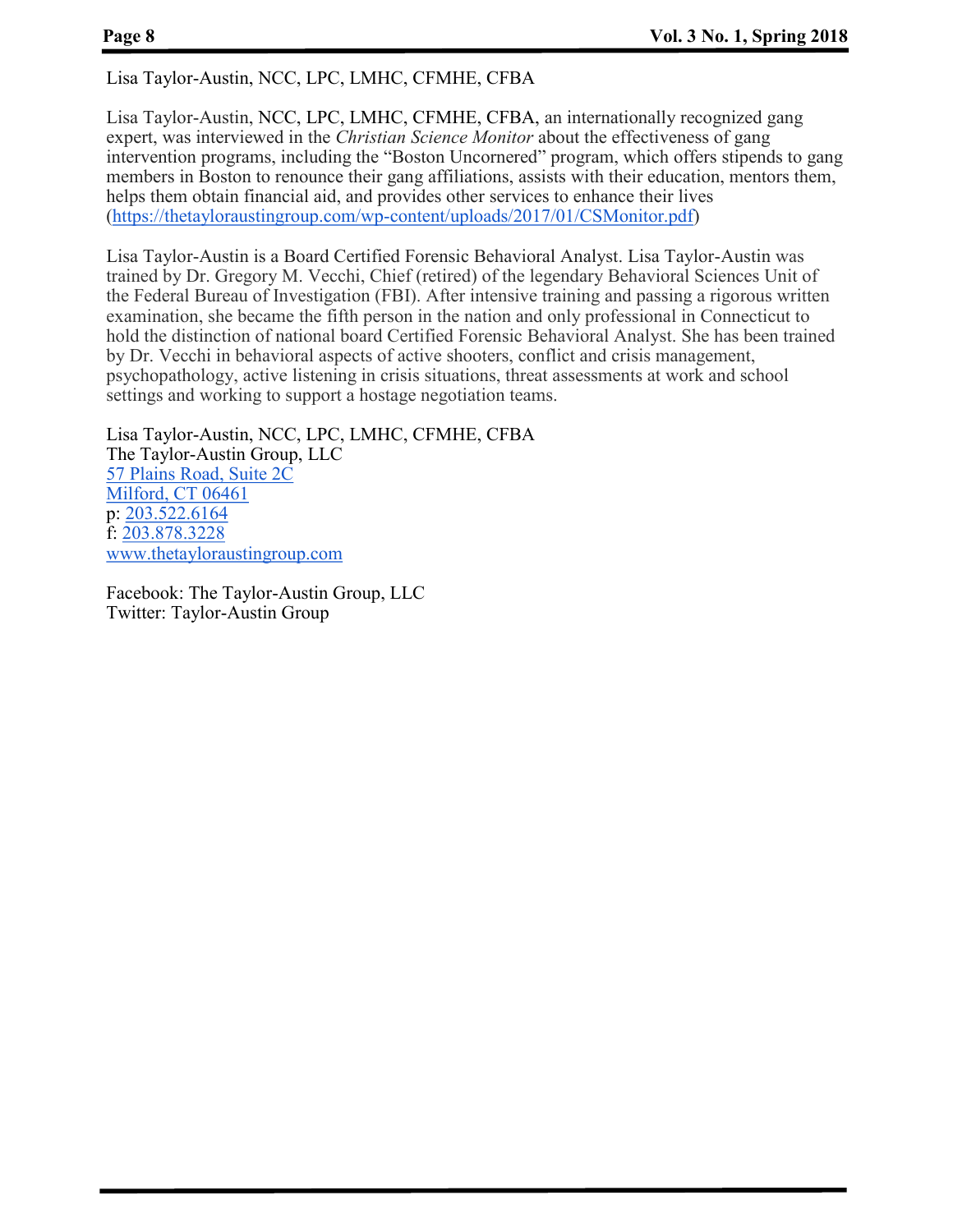Lisa Taylor-Austin, NCC, LPC, LMHC, CFMHE, CFBA

Lisa Taylor-Austin, NCC, LPC, LMHC, CFMHE, CFBA, an internationally recognized gang expert, was interviewed in the *Christian Science Monitor* about the effectiveness of gang intervention programs, including the "Boston Uncornered" program, which offers stipends to gang members in Boston to renounce their gang affiliations, assists with their education, mentors them, helps them obtain financial aid, and provides other services to enhance their lives (https://thetayloraustingroup.com/wp-content/uploads/2017/01/CSMonitor.pdf)

Lisa Taylor-Austin is a Board Certified Forensic Behavioral Analyst. Lisa Taylor-Austin was trained by Dr. Gregory M. Vecchi, Chief (retired) of the legendary Behavioral Sciences Unit of the Federal Bureau of Investigation (FBI). After intensive training and passing a rigorous written examination, she became the fifth person in the nation and only professional in Connecticut to hold the distinction of national board Certified Forensic Behavioral Analyst. She has been trained by Dr. Vecchi in behavioral aspects of active shooters, conflict and crisis management, psychopathology, active listening in crisis situations, threat assessments at work and school settings and working to support a hostage negotiation teams.

Lisa Taylor-Austin, NCC, LPC, LMHC, CFMHE, CFBA
The Taylor-Austin Group, LLC
57 Plains Road, Suite 2C
Milford, CT 06461
p: 203.522.6164
f: 203.878.3228
www.thetayloraustingroup.com

Facebook: The Taylor-Austin Group, LLC
Twitter: Taylor-Austin Group